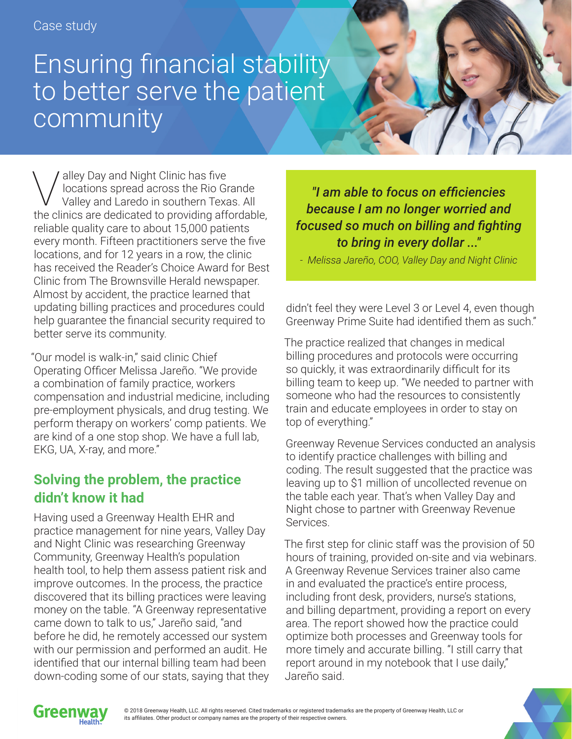Case study

# Ensuring financial stability to better serve the patient community

Valley Day and Night Clinic has five locations spread across the Rio Grande Valley and Laredo in southern Texas. All the clinics are dedicated to providing affordable, reliable quality care to about 15,000 patients every month. Fifteen practitioners serve the five locations, and for 12 years in a row, the clinic has received the Reader's Choice Award for Best Clinic from The Brownsville Herald newspaper. Almost by accident, the practice learned that updating billing practices and procedures could help guarantee the financial security required to better serve its community.

"Our model is walk-in," said clinic Chief Operating Officer Melissa Jareño. "We provide a combination of family practice, workers compensation and industrial medicine, including pre-employment physicals, and drug testing. We perform therapy on workers' comp patients. We are kind of a one stop shop. We have a full lab, EKG, UA, X-ray, and more."

## Solving the problem, the practice didn't know it had

Having used a Greenway Health EHR and practice management for nine years, Valley Day and Night Clinic was researching Greenway Community, Greenway Health's population health tool, to help them assess patient risk and improve outcomes. In the process, the practice discovered that its billing practices were leaving money on the table. "A Greenway representative came down to talk to us," Jareño said, "and before he did, he remotely accessed our system with our permission and performed an audit. He identified that our internal billing team had been down-coding some of our stats, saying that they didn't feel they were Level 3 or Level 4, even though Greenway Prime Suite had identified them as such."

> ***"I am able to focus on efficiencies because I am no longer worried and focused so much on billing and fighting to bring in every dollar ..."***
>
> *- Melissa Jareño, COO, Valley Day and Night Clinic*

The practice realized that changes in medical billing procedures and protocols were occurring so quickly, it was extraordinarily difficult for its billing team to keep up. "We needed to partner with someone who had the resources to consistently train and educate employees in order to stay on top of everything."

Greenway Revenue Services conducted an analysis to identify practice challenges with billing and coding. The result suggested that the practice was leaving up to $1 million of uncollected revenue on the table each year. That's when Valley Day and Night chose to partner with Greenway Revenue Services.

The first step for clinic staff was the provision of 50 hours of training, provided on-site and via webinars. A Greenway Revenue Services trainer also came in and evaluated the practice's entire process, including front desk, providers, nurse's stations, and billing department, providing a report on every area. The report showed how the practice could optimize both processes and Greenway tools for more timely and accurate billing. "I still carry that report around in my notebook that I use daily," Jareño said.

Greenway Health

© 2018 Greenway Health, LLC. All rights reserved. Cited trademarks or registered trademarks are the property of Greenway Health, LLC or its affiliates. Other product or company names are the property of their respective owners.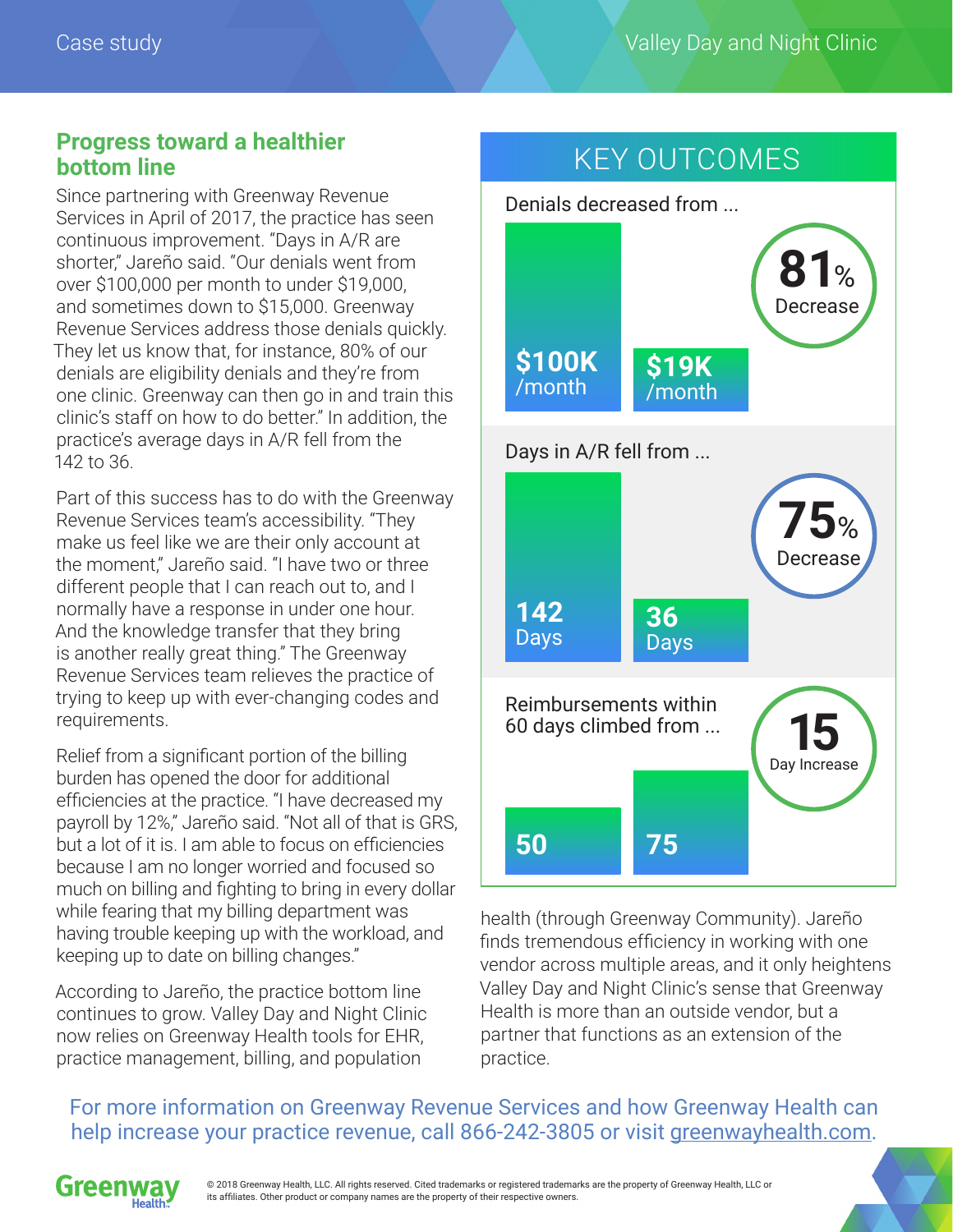## Progress toward a healthier bottom line

Since partnering with Greenway Revenue Services in April of 2017, the practice has seen continuous improvement. "Days in A/R are shorter," Jareño said. "Our denials went from over $100,000 per month to under $19,000, and sometimes down to $15,000. Greenway Revenue Services address those denials quickly. They let us know that, for instance, 80% of our denials are eligibility denials and they're from one clinic. Greenway can then go in and train this clinic's staff on how to do better." In addition, the practice's average days in A/R fell from the 142 to 36.

Part of this success has to do with the Greenway Revenue Services team's accessibility. "They make us feel like we are their only account at the moment," Jareño said. "I have two or three different people that I can reach out to, and I normally have a response in under one hour. And the knowledge transfer that they bring is another really great thing." The Greenway Revenue Services team relieves the practice of trying to keep up with ever-changing codes and requirements.

Relief from a significant portion of the billing burden has opened the door for additional efficiencies at the practice. "I have decreased my payroll by 12%," Jareño said. "Not all of that is GRS, but a lot of it is. I am able to focus on efficiencies because I am no longer worried and focused so much on billing and fighting to bring in every dollar while fearing that my billing department was having trouble keeping up with the workload, and keeping up to date on billing changes."

According to Jareño, the practice bottom line continues to grow. Valley Day and Night Clinic now relies on Greenway Health tools for EHR, practice management, billing, and population health (through Greenway Community). Jareño finds tremendous efficiency in working with one vendor across multiple areas, and it only heightens Valley Day and Night Clinic's sense that Greenway Health is more than an outside vendor, but a partner that functions as an extension of the practice.

## KEY OUTCOMES

Denials decreased from ...

$100K /month

$19K /month

81% Decrease

Days in A/R fell from ...

142 Days

36 Days

75% Decrease

Reimbursements within 60 days climbed from ...

50

75

15 Day Increase

For more information on Greenway Revenue Services and how Greenway Health can help increase your practice revenue, call 866-242-3805 or visit greenwayhealth.com.

© 2018 Greenway Health, LLC. All rights reserved. Cited trademarks or registered trademarks are the property of Greenway Health, LLC or its affiliates. Other product or company names are the property of their respective owners.